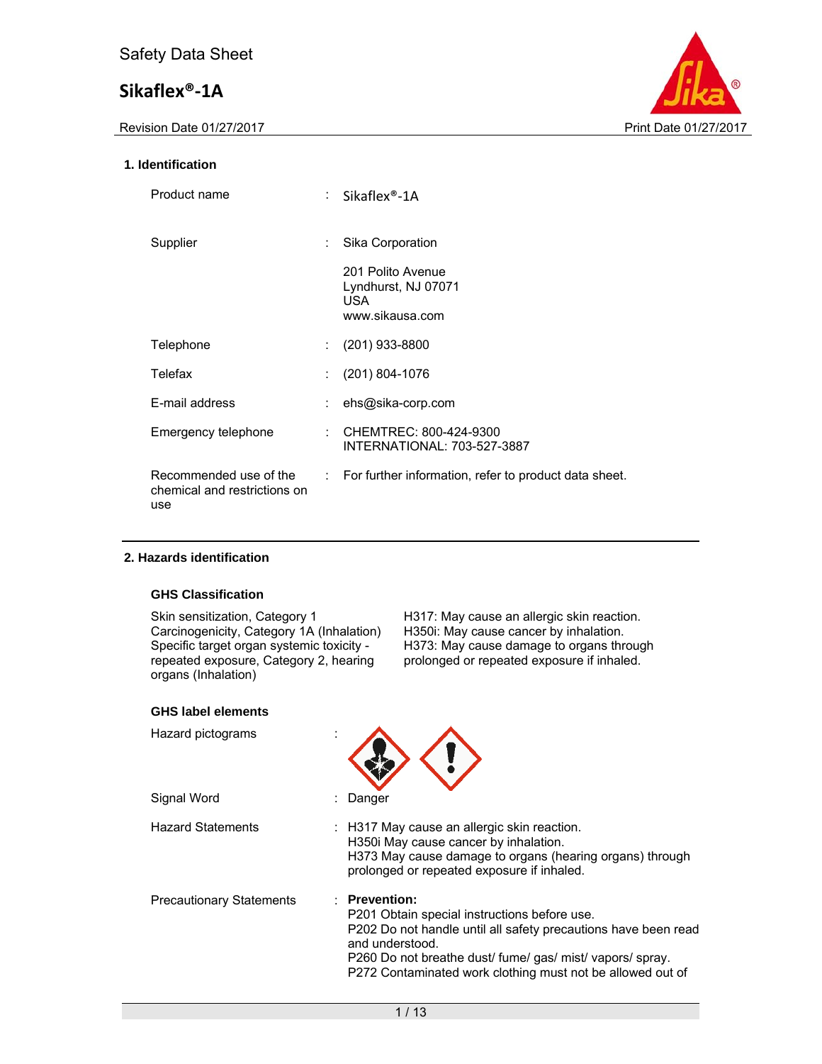Safety Data Sheet

# Sikaflex®-1A

Revision Date 01/27/2017 Print Date 01/27/2017

## 1. Identification

| | | |
|---|---|---|
| Product name | : | Sikaflex®-1A |
| Supplier | : | Sika Corporation<br>201 Polito Avenue<br>Lyndhurst, NJ 07071<br>USA<br>www.sikausa.com |
| Telephone | : | (201) 933-8800 |
| Telefax | : | (201) 804-1076 |
| E-mail address | : | ehs@sika-corp.com |
| Emergency telephone | : | CHEMTREC: 800-424-9300<br>INTERNATIONAL: 703-527-3887 |
| Recommended use of the chemical and restrictions on use | : | For further information, refer to product data sheet. |

## 2. Hazards identification

### GHS Classification

| | |
|---|---|
| Skin sensitization, Category 1 | H317: May cause an allergic skin reaction. |
| Carcinogenicity, Category 1A (Inhalation) | H350i: May cause cancer by inhalation. |
| Specific target organ systemic toxicity - repeated exposure, Category 2, hearing organs (Inhalation) | H373: May cause damage to organs through prolonged or repeated exposure if inhaled. |

### GHS label elements

Hazard pictograms :

Signal Word : Danger

Hazard Statements :
H317 May cause an allergic skin reaction.
H350i May cause cancer by inhalation.
H373 May cause damage to organs (hearing organs) through prolonged or repeated exposure if inhaled.

Precautionary Statements :
**Prevention:**
P201 Obtain special instructions before use.
P202 Do not handle until all safety precautions have been read and understood.
P260 Do not breathe dust/ fume/ gas/ mist/ vapors/ spray.
P272 Contaminated work clothing must not be allowed out of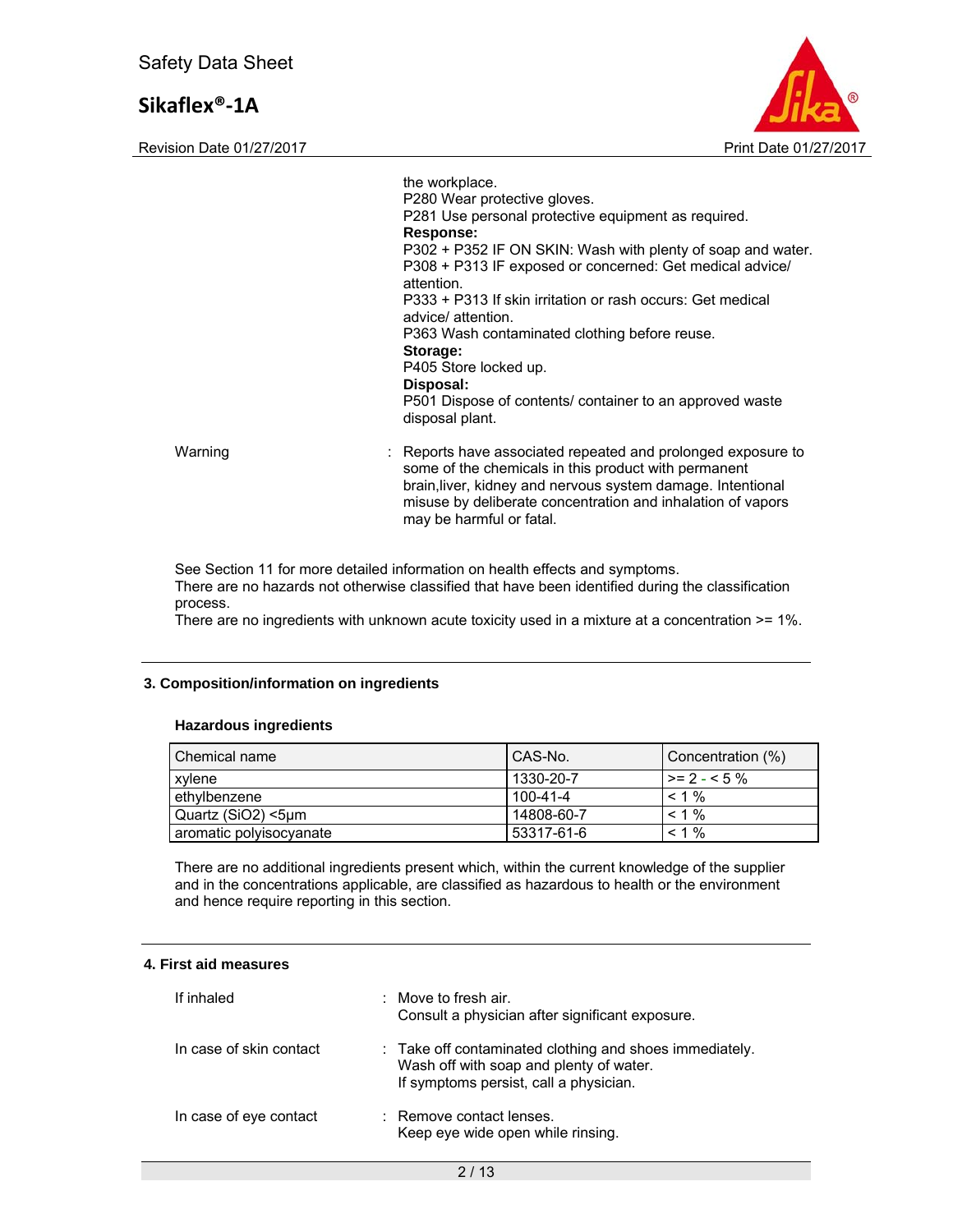the workplace.
P280 Wear protective gloves.
P281 Use personal protective equipment as required.
**Response:**
P302 + P352 IF ON SKIN: Wash with plenty of soap and water.
P308 + P313 IF exposed or concerned: Get medical advice/ attention.
P333 + P313 If skin irritation or rash occurs: Get medical advice/ attention.
P363 Wash contaminated clothing before reuse.
**Storage:**
P405 Store locked up.
**Disposal:**
P501 Dispose of contents/ container to an approved waste disposal plant.

Warning : Reports have associated repeated and prolonged exposure to some of the chemicals in this product with permanent brain,liver, kidney and nervous system damage. Intentional misuse by deliberate concentration and inhalation of vapors may be harmful or fatal.

See Section 11 for more detailed information on health effects and symptoms.
There are no hazards not otherwise classified that have been identified during the classification process.
There are no ingredients with unknown acute toxicity used in a mixture at a concentration >= 1%.

## 3. Composition/information on ingredients

### Hazardous ingredients

| Chemical name | CAS-No. | Concentration (%) |
|---|---|---|
| xylene | 1330-20-7 | >= 2 - < 5 % |
| ethylbenzene | 100-41-4 | < 1 % |
| Quartz ($SiO_2$) <5µm | 14808-60-7 | < 1 % |
| aromatic polyisocyanate | 53317-61-6 | < 1 % |

There are no additional ingredients present which, within the current knowledge of the supplier and in the concentrations applicable, are classified as hazardous to health or the environment and hence require reporting in this section.

## 4. First aid measures

If inhaled : Move to fresh air.
Consult a physician after significant exposure.

In case of skin contact : Take off contaminated clothing and shoes immediately.
Wash off with soap and plenty of water.
If symptoms persist, call a physician.

In case of eye contact : Remove contact lenses.
Keep eye wide open while rinsing.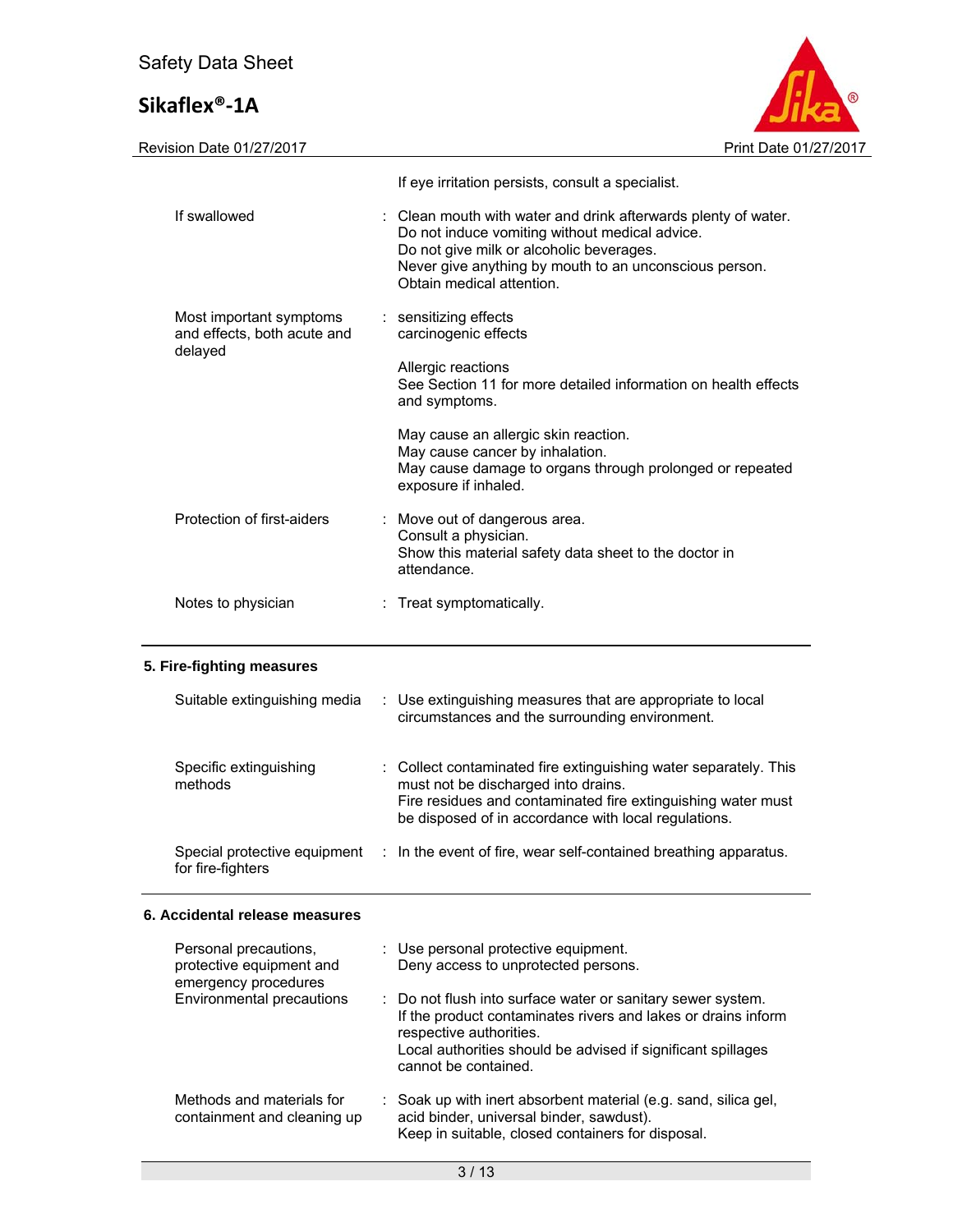| | |
|---|---|
| | If eye irritation persists, consult a specialist. |
| If swallowed | : Clean mouth with water and drink afterwards plenty of water.<br>Do not induce vomiting without medical advice.<br>Do not give milk or alcoholic beverages.<br>Never give anything by mouth to an unconscious person.<br>Obtain medical attention. |
| Most important symptoms and effects, both acute and delayed | : sensitizing effects<br>carcinogenic effects<br><br>Allergic reactions<br>See Section 11 for more detailed information on health effects and symptoms.<br><br>May cause an allergic skin reaction.<br>May cause cancer by inhalation.<br>May cause damage to organs through prolonged or repeated exposure if inhaled. |
| Protection of first-aiders | : Move out of dangerous area.<br>Consult a physician.<br>Show this material safety data sheet to the doctor in attendance. |
| Notes to physician | : Treat symptomatically. |

## 5. Fire-fighting measures

| | |
|---|---|
| Suitable extinguishing media | : Use extinguishing measures that are appropriate to local circumstances and the surrounding environment. |
| Specific extinguishing methods | : Collect contaminated fire extinguishing water separately. This must not be discharged into drains.<br>Fire residues and contaminated fire extinguishing water must be disposed of in accordance with local regulations. |
| Special protective equipment for fire-fighters | : In the event of fire, wear self-contained breathing apparatus. |

## 6. Accidental release measures

| | |
|---|---|
| Personal precautions, protective equipment and emergency procedures | : Use personal protective equipment.<br>Deny access to unprotected persons. |
| Environmental precautions | : Do not flush into surface water or sanitary sewer system.<br>If the product contaminates rivers and lakes or drains inform respective authorities.<br>Local authorities should be advised if significant spillages cannot be contained. |
| Methods and materials for containment and cleaning up | : Soak up with inert absorbent material (e.g. sand, silica gel, acid binder, universal binder, sawdust).<br>Keep in suitable, closed containers for disposal. |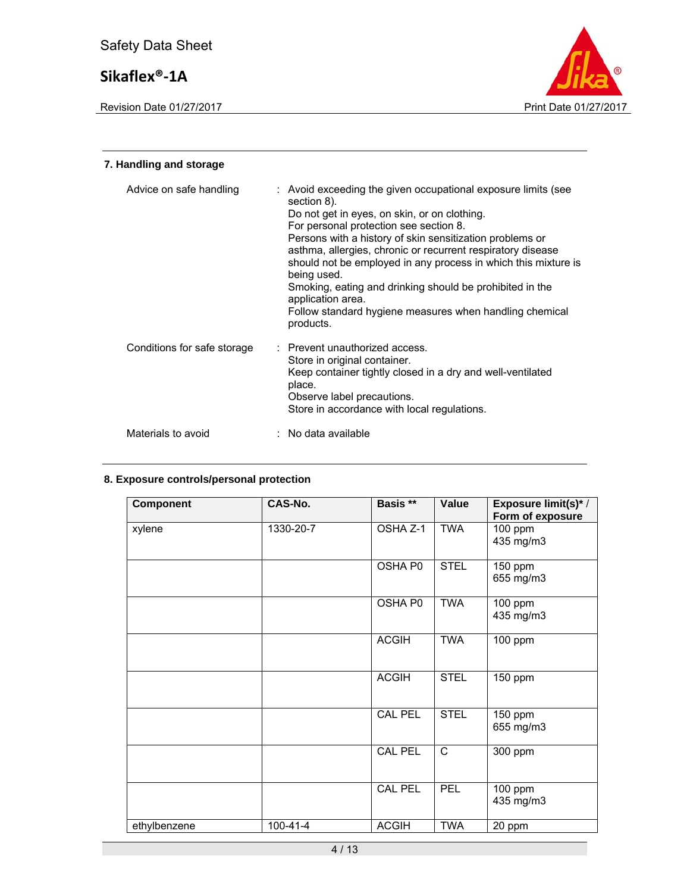## 7. Handling and storage

Advice on safe handling : Avoid exceeding the given occupational exposure limits (see section 8).
Do not get in eyes, on skin, or on clothing.
For personal protection see section 8.
Persons with a history of skin sensitization problems or asthma, allergies, chronic or recurrent respiratory disease should not be employed in any process in which this mixture is being used.
Smoking, eating and drinking should be prohibited in the application area.
Follow standard hygiene measures when handling chemical products.

Conditions for safe storage : Prevent unauthorized access.
Store in original container.
Keep container tightly closed in a dry and well-ventilated place.
Observe label precautions.
Store in accordance with local regulations.

Materials to avoid : No data available

## 8. Exposure controls/personal protection

| Component | CAS-No. | Basis ** | Value | Exposure limit(s)* / Form of exposure |
|---|---|---|---|---|
| xylene | 1330-20-7 | OSHA Z-1 | TWA | 100 ppm<br>435 mg/m3 |
| | | OSHA P0 | STEL | 150 ppm<br>655 mg/m3 |
| | | OSHA P0 | TWA | 100 ppm<br>435 mg/m3 |
| | | ACGIH | TWA | 100 ppm |
| | | ACGIH | STEL | 150 ppm |
| | | CAL PEL | STEL | 150 ppm<br>655 mg/m3 |
| | | CAL PEL | C | 300 ppm |
| | | CAL PEL | PEL | 100 ppm<br>435 mg/m3 |
| ethylbenzene | 100-41-4 | ACGIH | TWA | 20 ppm |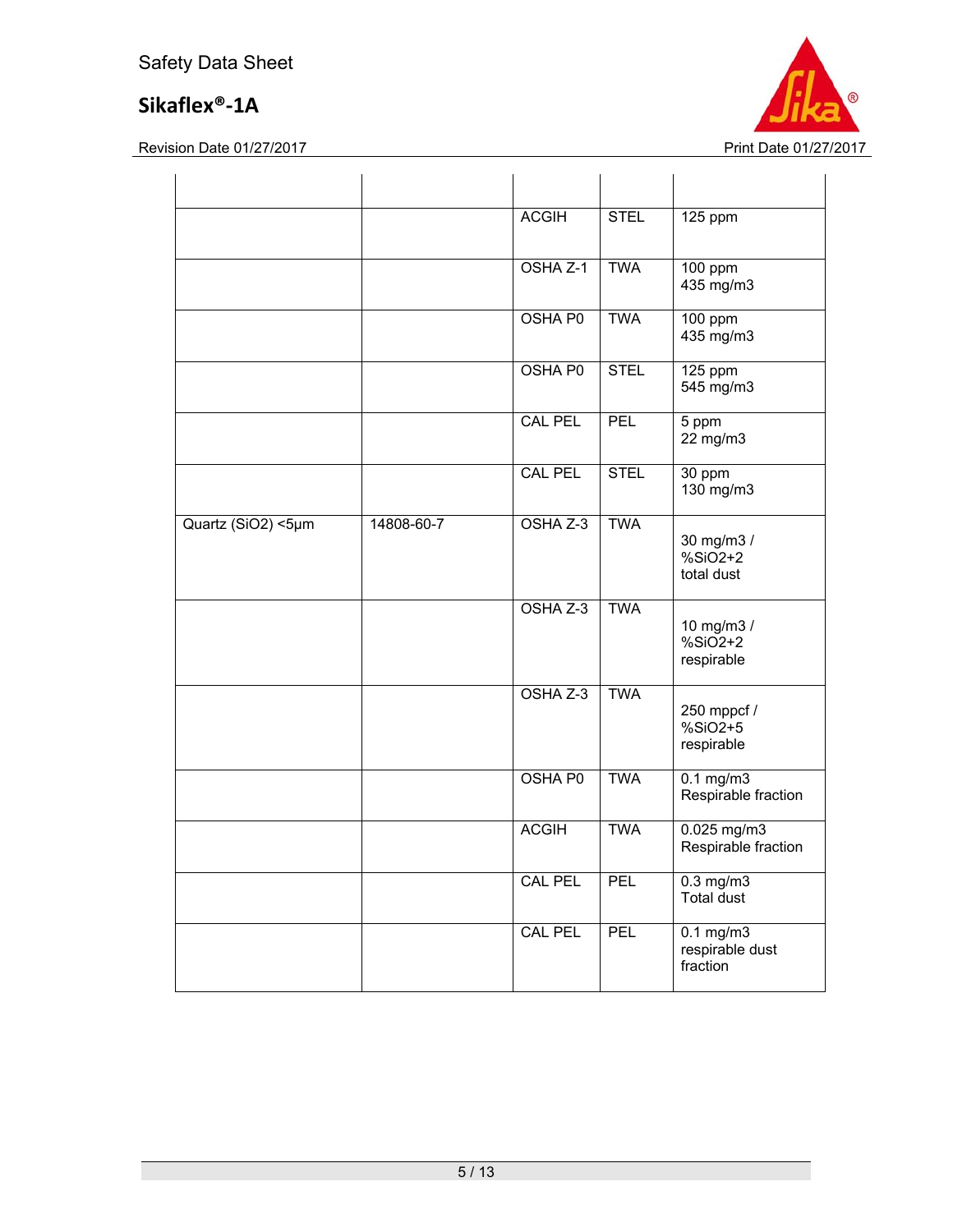| | | | | |
|---|---|---|---|---|
| | | ACGIH | STEL | 125 ppm |
| | | OSHA Z-1 | TWA | 100 ppm<br>435 mg/m3 |
| | | OSHA P0 | TWA | 100 ppm<br>435 mg/m3 |
| | | OSHA P0 | STEL | 125 ppm<br>545 mg/m3 |
| | | CAL PEL | PEL | 5 ppm<br>22 mg/m3 |
| | | CAL PEL | STEL | 30 ppm<br>130 mg/m3 |
| Quartz ($SiO_2$) <5µm | 14808-60-7 | OSHA Z-3 | TWA | 30 mg/m3 /<br>%SiO2+2<br>total dust |
| | | OSHA Z-3 | TWA | 10 mg/m3 /<br>%SiO2+2<br>respirable |
| | | OSHA Z-3 | TWA | 250 mppcf /<br>%SiO2+5<br>respirable |
| | | OSHA P0 | TWA | 0.1 mg/m3<br>Respirable fraction |
| | | ACGIH | TWA | 0.025 mg/m3<br>Respirable fraction |
| | | CAL PEL | PEL | 0.3 mg/m3<br>Total dust |
| | | CAL PEL | PEL | 0.1 mg/m3<br>respirable dust fraction |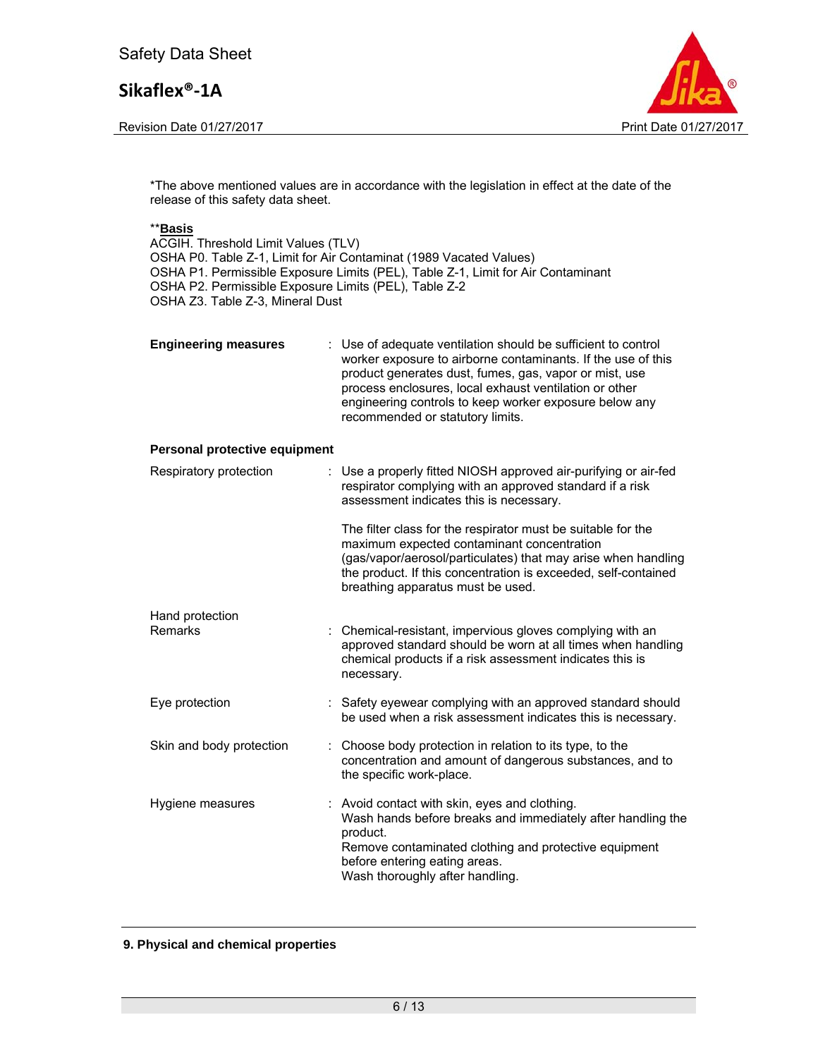*The above mentioned values are in accordance with the legislation in effect at the date of the release of this safety data sheet.

**Basis

ACGIH. Threshold Limit Values (TLV)
OSHA P0. Table Z-1, Limit for Air Contaminat (1989 Vacated Values)
OSHA P1. Permissible Exposure Limits (PEL), Table Z-1, Limit for Air Contaminant
OSHA P2. Permissible Exposure Limits (PEL), Table Z-2
OSHA Z3. Table Z-3, Mineral Dust

**Engineering measures** : Use of adequate ventilation should be sufficient to control worker exposure to airborne contaminants. If the use of this product generates dust, fumes, gas, vapor or mist, use process enclosures, local exhaust ventilation or other engineering controls to keep worker exposure below any recommended or statutory limits.

**Personal protective equipment**

Respiratory protection : Use a properly fitted NIOSH approved air-purifying or air-fed respirator complying with an approved standard if a risk assessment indicates this is necessary.

The filter class for the respirator must be suitable for the maximum expected contaminant concentration (gas/vapor/aerosol/particulates) that may arise when handling the product. If this concentration is exceeded, self-contained breathing apparatus must be used.

Hand protection

Remarks : Chemical-resistant, impervious gloves complying with an approved standard should be worn at all times when handling chemical products if a risk assessment indicates this is necessary.

Eye protection : Safety eyewear complying with an approved standard should be used when a risk assessment indicates this is necessary.

Skin and body protection : Choose body protection in relation to its type, to the concentration and amount of dangerous substances, and to the specific work-place.

Hygiene measures : Avoid contact with skin, eyes and clothing.
Wash hands before breaks and immediately after handling the product.
Remove contaminated clothing and protective equipment before entering eating areas.
Wash thoroughly after handling.

## 9. Physical and chemical properties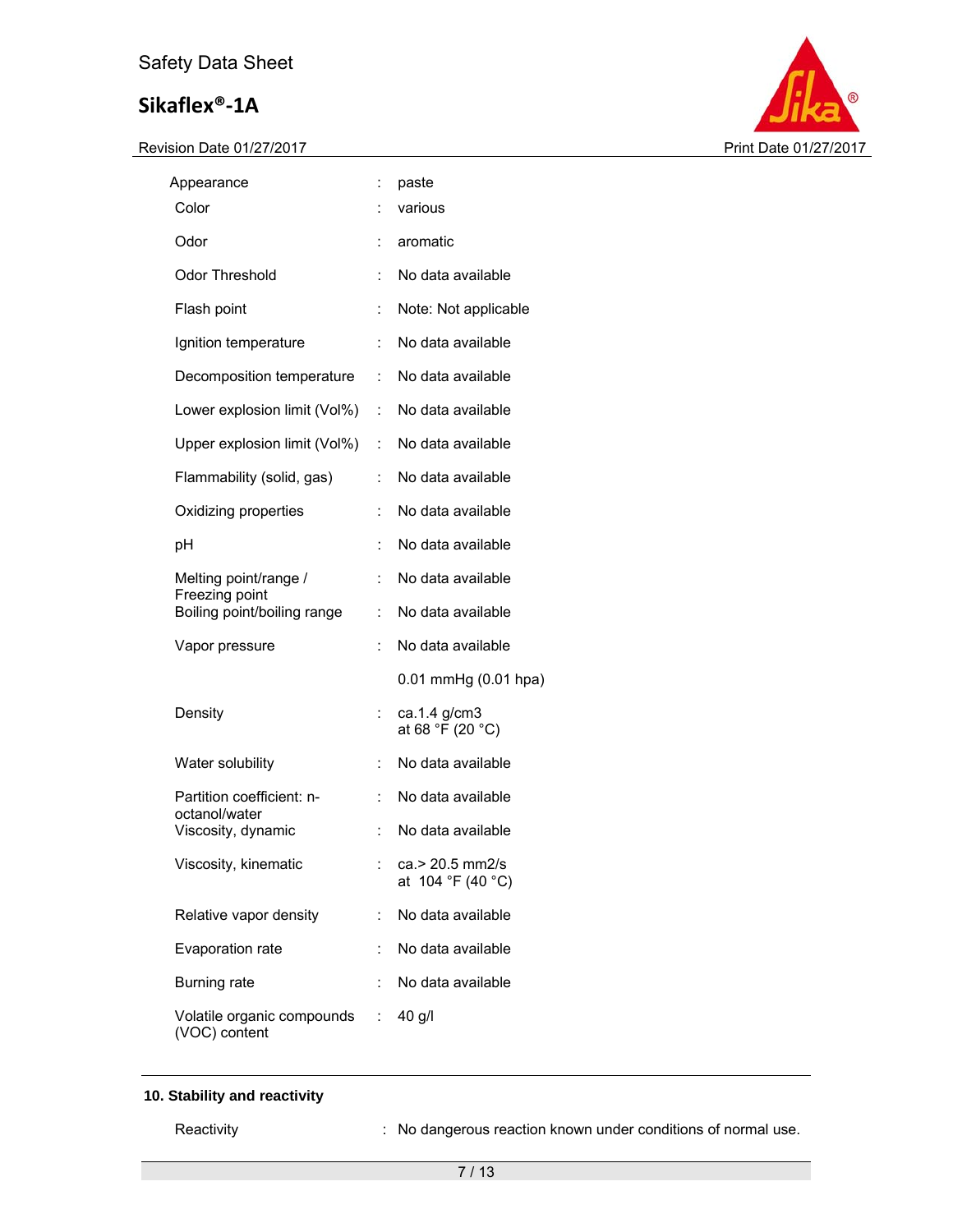| | | |
|---|---|---|
| Appearance | : | paste |
| Color | : | various |
| Odor | : | aromatic |
| Odor Threshold | : | No data available |
| Flash point | : | Note: Not applicable |
| Ignition temperature | : | No data available |
| Decomposition temperature | : | No data available |
| Lower explosion limit (Vol%) | : | No data available |
| Upper explosion limit (Vol%) | : | No data available |
| Flammability (solid, gas) | : | No data available |
| Oxidizing properties | : | No data available |
| pH | : | No data available |
| Melting point/range / Freezing point | : | No data available |
| Boiling point/boiling range | : | No data available |
| Vapor pressure | : | No data available |
| | | 0.01 mmHg (0.01 hpa) |
| Density | : | ca.1.4 g/cm3<br>at 68 °F (20 °C) |
| Water solubility | : | No data available |
| Partition coefficient: n-octanol/water | : | No data available |
| Viscosity, dynamic | : | No data available |
| Viscosity, kinematic | : | ca.> 20.5 mm2/s<br>at 104 °F (40 °C) |
| Relative vapor density | : | No data available |
| Evaporation rate | : | No data available |
| Burning rate | : | No data available |
| Volatile organic compounds (VOC) content | : | 40 g/l |

## 10. Stability and reactivity

| | | |
|---|---|---|
| Reactivity | : | No dangerous reaction known under conditions of normal use. |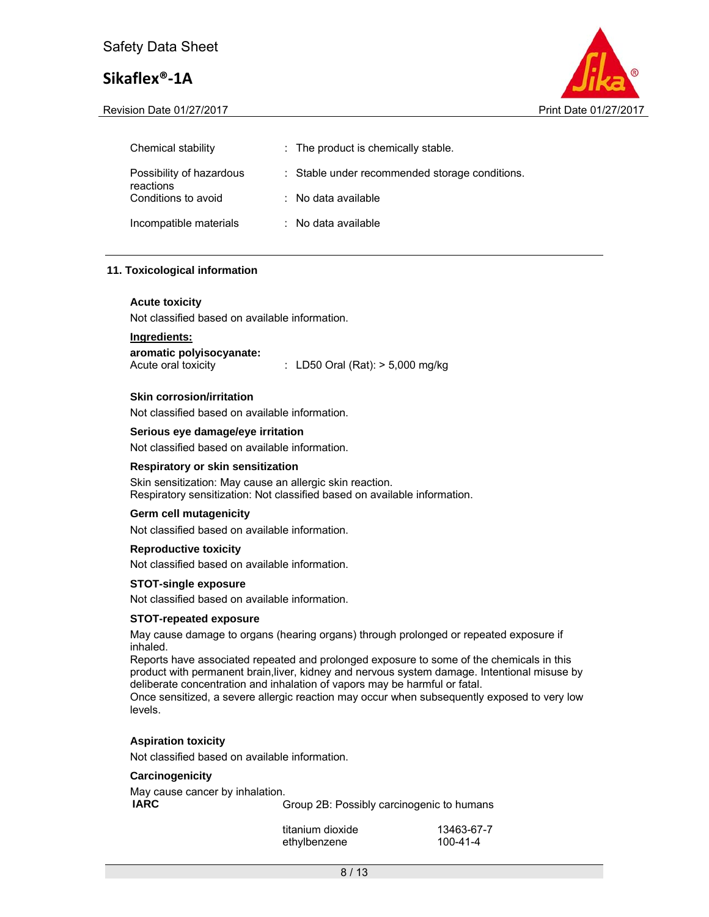| | | |
|---|---|---|
| Chemical stability | : | The product is chemically stable. |
| Possibility of hazardous reactions | : | Stable under recommended storage conditions. |
| Conditions to avoid | : | No data available |
| Incompatible materials | : | No data available |

## 11. Toxicological information

### Acute toxicity

Not classified based on available information.

**Ingredients:**

**aromatic polyisocyanate:**

Acute oral toxicity : LD50 Oral (Rat): > 5,000 mg/kg

### Skin corrosion/irritation

Not classified based on available information.

### Serious eye damage/eye irritation

Not classified based on available information.

### Respiratory or skin sensitization

Skin sensitization: May cause an allergic skin reaction.
Respiratory sensitization: Not classified based on available information.

### Germ cell mutagenicity

Not classified based on available information.

### Reproductive toxicity

Not classified based on available information.

### STOT-single exposure

Not classified based on available information.

### STOT-repeated exposure

May cause damage to organs (hearing organs) through prolonged or repeated exposure if inhaled.
Reports have associated repeated and prolonged exposure to some of the chemicals in this product with permanent brain,liver, kidney and nervous system damage. Intentional misuse by deliberate concentration and inhalation of vapors may be harmful or fatal.
Once sensitized, a severe allergic reaction may occur when subsequently exposed to very low levels.

### Aspiration toxicity

Not classified based on available information.

### Carcinogenicity

May cause cancer by inhalation.

| | | |
|---|---|---|
| **IARC** | Group 2B: Possibly carcinogenic to humans | |
| | titanium dioxide | 13463-67-7 |
| | ethylbenzene | 100-41-4 |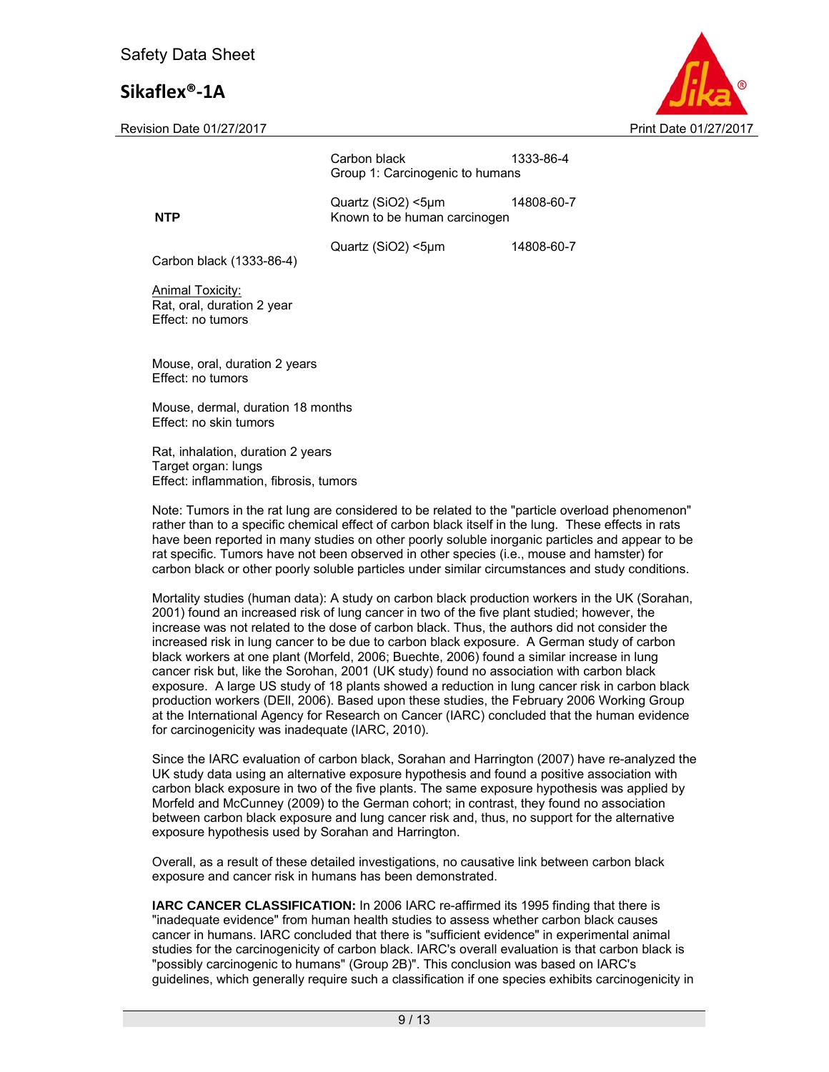| | | |
|---|---|---|
| | Carbon black<br>Group 1: Carcinogenic to humans | 1333-86-4 |
| NTP | Quartz (SiO2) <5µm<br>Known to be human carcinogen | 14808-60-7 |
| | Quartz (SiO2) <5µm | 14808-60-7 |

Carbon black (1333-86-4)

Animal Toxicity:
Rat, oral, duration 2 year
Effect: no tumors

Mouse, oral, duration 2 years
Effect: no tumors

Mouse, dermal, duration 18 months
Effect: no skin tumors

Rat, inhalation, duration 2 years
Target organ: lungs
Effect: inflammation, fibrosis, tumors

Note: Tumors in the rat lung are considered to be related to the "particle overload phenomenon" rather than to a specific chemical effect of carbon black itself in the lung. These effects in rats have been reported in many studies on other poorly soluble inorganic particles and appear to be rat specific. Tumors have not been observed in other species (i.e., mouse and hamster) for carbon black or other poorly soluble particles under similar circumstances and study conditions.

Mortality studies (human data): A study on carbon black production workers in the UK (Sorahan, 2001) found an increased risk of lung cancer in two of the five plant studied; however, the increase was not related to the dose of carbon black. Thus, the authors did not consider the increased risk in lung cancer to be due to carbon black exposure. A German study of carbon black workers at one plant (Morfeld, 2006; Buechte, 2006) found a similar increase in lung cancer risk but, like the Sorohan, 2001 (UK study) found no association with carbon black exposure. A large US study of 18 plants showed a reduction in lung cancer risk in carbon black production workers (DEll, 2006). Based upon these studies, the February 2006 Working Group at the International Agency for Research on Cancer (IARC) concluded that the human evidence for carcinogenicity was inadequate (IARC, 2010).

Since the IARC evaluation of carbon black, Sorahan and Harrington (2007) have re-analyzed the UK study data using an alternative exposure hypothesis and found a positive association with carbon black exposure in two of the five plants. The same exposure hypothesis was applied by Morfeld and McCunney (2009) to the German cohort; in contrast, they found no association between carbon black exposure and lung cancer risk and, thus, no support for the alternative exposure hypothesis used by Sorahan and Harrington.

Overall, as a result of these detailed investigations, no causative link between carbon black exposure and cancer risk in humans has been demonstrated.

**IARC CANCER CLASSIFICATION:** In 2006 IARC re-affirmed its 1995 finding that there is "inadequate evidence" from human health studies to assess whether carbon black causes cancer in humans. IARC concluded that there is "sufficient evidence" in experimental animal studies for the carcinogenicity of carbon black. IARC's overall evaluation is that carbon black is "possibly carcinogenic to humans" (Group 2B)". This conclusion was based on IARC's guidelines, which generally require such a classification if one species exhibits carcinogenicity in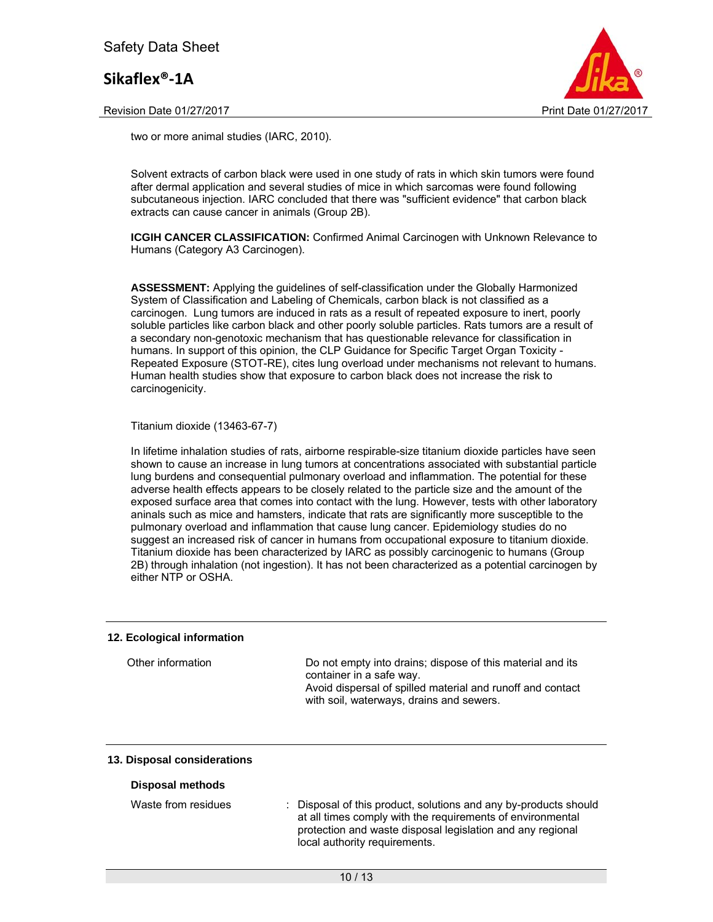two or more animal studies (IARC, 2010).

Solvent extracts of carbon black were used in one study of rats in which skin tumors were found after dermal application and several studies of mice in which sarcomas were found following subcutaneous injection. IARC concluded that there was "sufficient evidence" that carbon black extracts can cause cancer in animals (Group 2B).

**ICGIH CANCER CLASSIFICATION:** Confirmed Animal Carcinogen with Unknown Relevance to Humans (Category A3 Carcinogen).

**ASSESSMENT:** Applying the guidelines of self-classification under the Globally Harmonized System of Classification and Labeling of Chemicals, carbon black is not classified as a carcinogen. Lung tumors are induced in rats as a result of repeated exposure to inert, poorly soluble particles like carbon black and other poorly soluble particles. Rats tumors are a result of a secondary non-genotoxic mechanism that has questionable relevance for classification in humans. In support of this opinion, the CLP Guidance for Specific Target Organ Toxicity - Repeated Exposure (STOT-RE), cites lung overload under mechanisms not relevant to humans. Human health studies show that exposure to carbon black does not increase the risk to carcinogenicity.

Titanium dioxide (13463-67-7)

In lifetime inhalation studies of rats, airborne respirable-size titanium dioxide particles have seen shown to cause an increase in lung tumors at concentrations associated with substantial particle lung burdens and consequential pulmonary overload and inflammation. The potential for these adverse health effects appears to be closely related to the particle size and the amount of the exposed surface area that comes into contact with the lung. However, tests with other laboratory aninals such as mice and hamsters, indicate that rats are significantly more susceptible to the pulmonary overload and inflammation that cause lung cancer. Epidemiology studies do no suggest an increased risk of cancer in humans from occupational exposure to titanium dioxide. Titanium dioxide has been characterized by IARC as possibly carcinogenic to humans (Group 2B) through inhalation (not ingestion). It has not been characterized as a potential carcinogen by either NTP or OSHA.

## 12. Ecological information

| | |
|---|---|
| Other information | Do not empty into drains; dispose of this material and its container in a safe way.<br>Avoid dispersal of spilled material and runoff and contact with soil, waterways, drains and sewers. |

## 13. Disposal considerations

### Disposal methods

| | |
|---|---|
| Waste from residues | : Disposal of this product, solutions and any by-products should at all times comply with the requirements of environmental protection and waste disposal legislation and any regional local authority requirements. |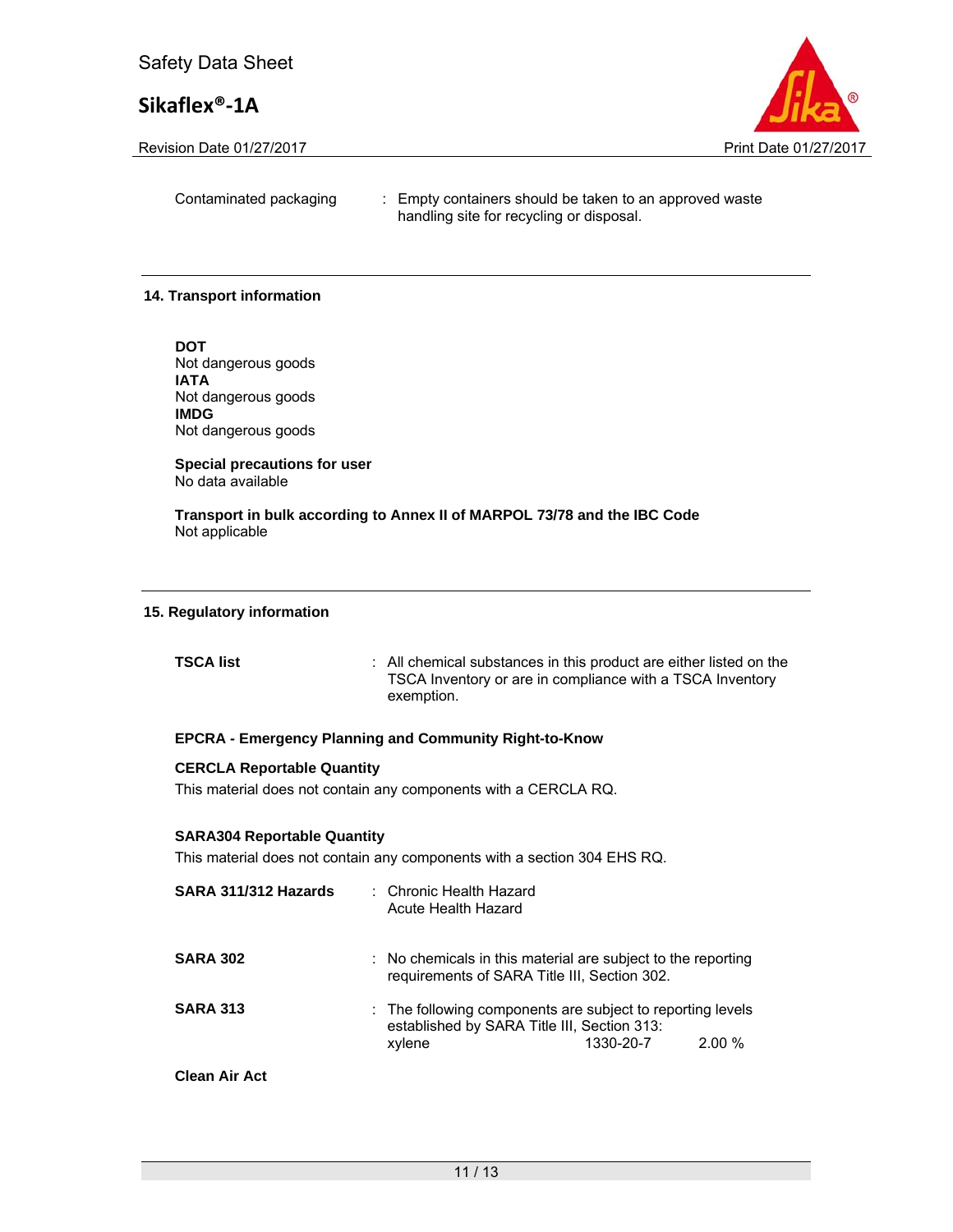Contaminated packaging : Empty containers should be taken to an approved waste handling site for recycling or disposal.

## 14. Transport information

**DOT**
Not dangerous goods
**IATA**
Not dangerous goods
**IMDG**
Not dangerous goods

**Special precautions for user**
No data available

**Transport in bulk according to Annex II of MARPOL 73/78 and the IBC Code**
Not applicable

## 15. Regulatory information

**TSCA list** : All chemical substances in this product are either listed on the TSCA Inventory or are in compliance with a TSCA Inventory exemption.

**EPCRA - Emergency Planning and Community Right-to-Know**

**CERCLA Reportable Quantity**
This material does not contain any components with a CERCLA RQ.

**SARA304 Reportable Quantity**
This material does not contain any components with a section 304 EHS RQ.

**SARA 311/312 Hazards** : Chronic Health Hazard
Acute Health Hazard

**SARA 302** : No chemicals in this material are subject to the reporting requirements of SARA Title III, Section 302.

**SARA 313** : The following components are subject to reporting levels established by SARA Title III, Section 313:

| | | |
|---|---|---|
| xylene | 1330-20-7 | 2.00 % |

**Clean Air Act**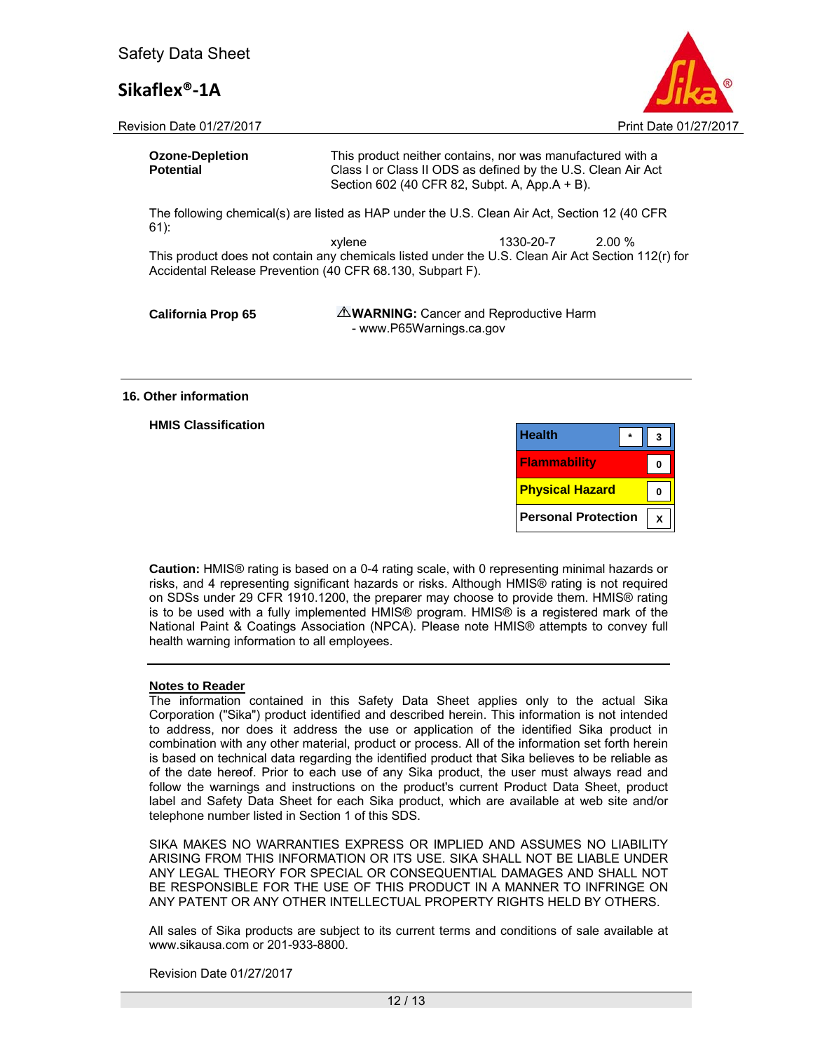**Ozone-Depletion Potential**: This product neither contains, nor was manufactured with a Class I or Class II ODS as defined by the U.S. Clean Air Act Section 602 (40 CFR 82, Subpt. A, App.A + B).

The following chemical(s) are listed as HAP under the U.S. Clean Air Act, Section 12 (40 CFR 61):

| | | |
|---|---|---|
| xylene | 1330-20-7 | 2.00 % |

This product does not contain any chemicals listed under the U.S. Clean Air Act Section 112(r) for Accidental Release Prevention (40 CFR 68.130, Subpart F).

**California Prop 65**: ⚠**WARNING:** Cancer and Reproductive Harm - www.P65Warnings.ca.gov

## 16. Other information

**HMIS Classification**

| | | |
|---|---|---|
| **Health** | * | 3 |
| **Flammability** | | 0 |
| **Physical Hazard** | | 0 |
| **Personal Protection** | | X |

**Caution:** HMIS® rating is based on a 0-4 rating scale, with 0 representing minimal hazards or risks, and 4 representing significant hazards or risks. Although HMIS® rating is not required on SDSs under 29 CFR 1910.1200, the preparer may choose to provide them. HMIS® rating is to be used with a fully implemented HMIS® program. HMIS® is a registered mark of the National Paint & Coatings Association (NPCA). Please note HMIS® attempts to convey full health warning information to all employees.

**Notes to Reader**

The information contained in this Safety Data Sheet applies only to the actual Sika Corporation ("Sika") product identified and described herein. This information is not intended to address, nor does it address the use or application of the identified Sika product in combination with any other material, product or process. All of the information set forth herein is based on technical data regarding the identified product that Sika believes to be reliable as of the date hereof. Prior to each use of any Sika product, the user must always read and follow the warnings and instructions on the product's current Product Data Sheet, product label and Safety Data Sheet for each Sika product, which are available at web site and/or telephone number listed in Section 1 of this SDS.

SIKA MAKES NO WARRANTIES EXPRESS OR IMPLIED AND ASSUMES NO LIABILITY ARISING FROM THIS INFORMATION OR ITS USE. SIKA SHALL NOT BE LIABLE UNDER ANY LEGAL THEORY FOR SPECIAL OR CONSEQUENTIAL DAMAGES AND SHALL NOT BE RESPONSIBLE FOR THE USE OF THIS PRODUCT IN A MANNER TO INFRINGE ON ANY PATENT OR ANY OTHER INTELLECTUAL PROPERTY RIGHTS HELD BY OTHERS.

All sales of Sika products are subject to its current terms and conditions of sale available at www.sikausa.com or 201-933-8800.

Revision Date 01/27/2017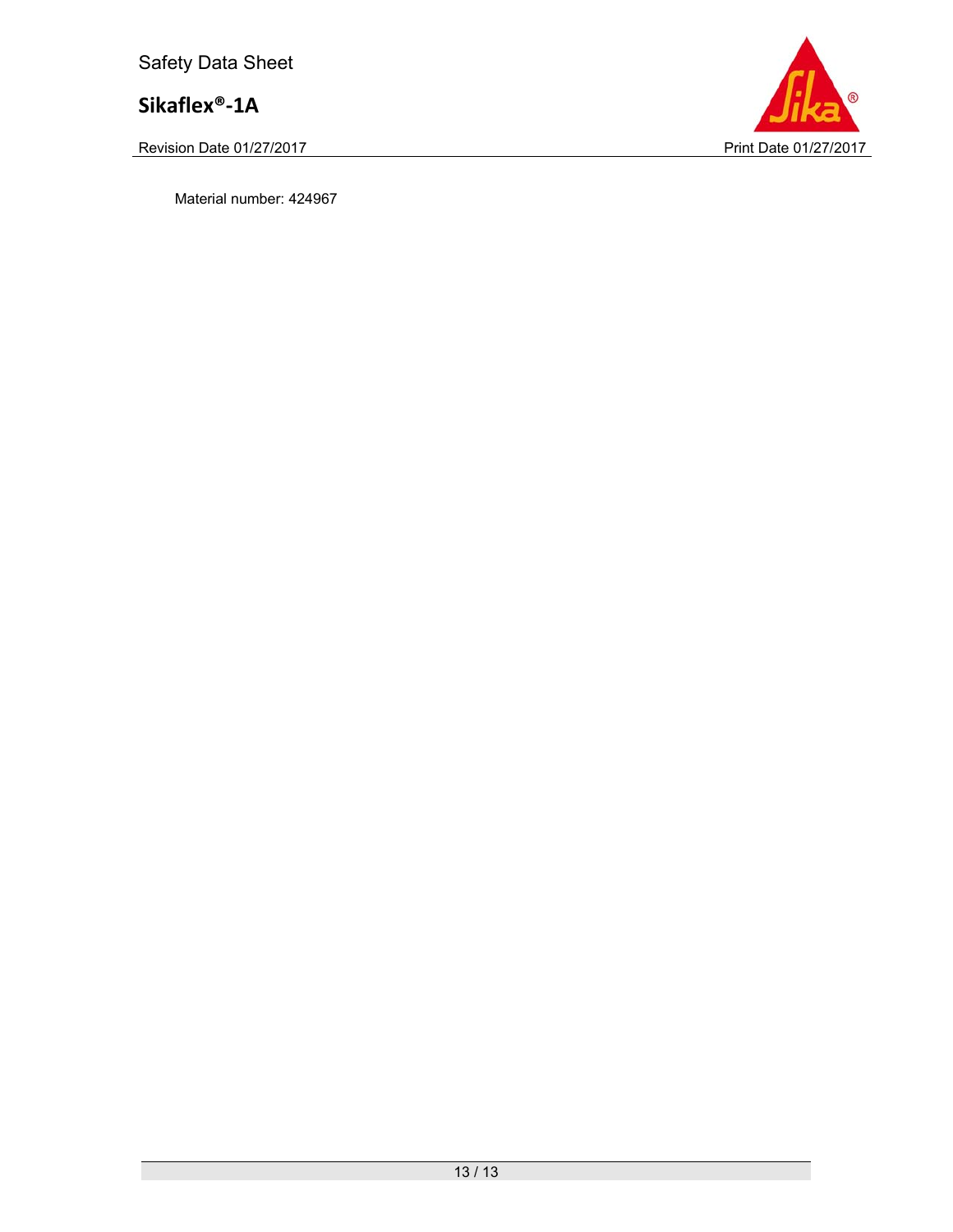Material number: 424967